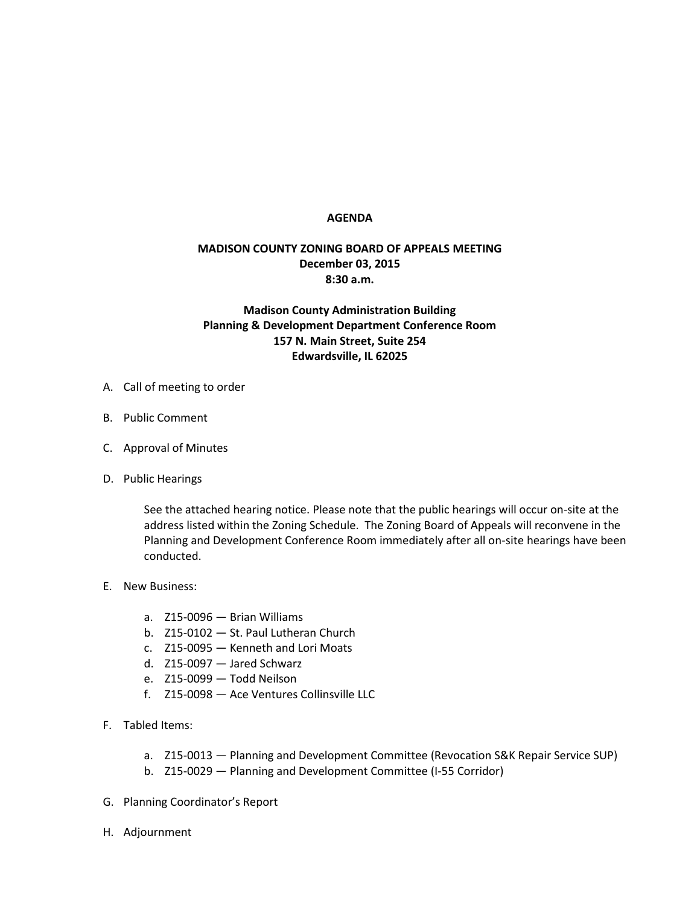**AGENDA**

**MADISON COUNTY ZONING BOARD OF APPEALS MEETING**
**December 03, 2015**
**8:30 a.m.**

**Madison County Administration Building**
**Planning & Development Department Conference Room**
**157 N. Main Street, Suite 254**
**Edwardsville, IL 62025**

A. Call of meeting to order

B. Public Comment

C. Approval of Minutes

D. Public Hearings

   See the attached hearing notice. Please note that the public hearings will occur on-site at the address listed within the Zoning Schedule. The Zoning Board of Appeals will reconvene in the Planning and Development Conference Room immediately after all on-site hearings have been conducted.

E. New Business:

   a. Z15-0096 — Brian Williams
   b. Z15-0102 — St. Paul Lutheran Church
   c. Z15-0095 — Kenneth and Lori Moats
   d. Z15-0097 — Jared Schwarz
   e. Z15-0099 — Todd Neilson
   f. Z15-0098 — Ace Ventures Collinsville LLC

F. Tabled Items:

   a. Z15-0013 — Planning and Development Committee (Revocation S&K Repair Service SUP)
   b. Z15-0029 — Planning and Development Committee (I-55 Corridor)

G. Planning Coordinator's Report

H. Adjournment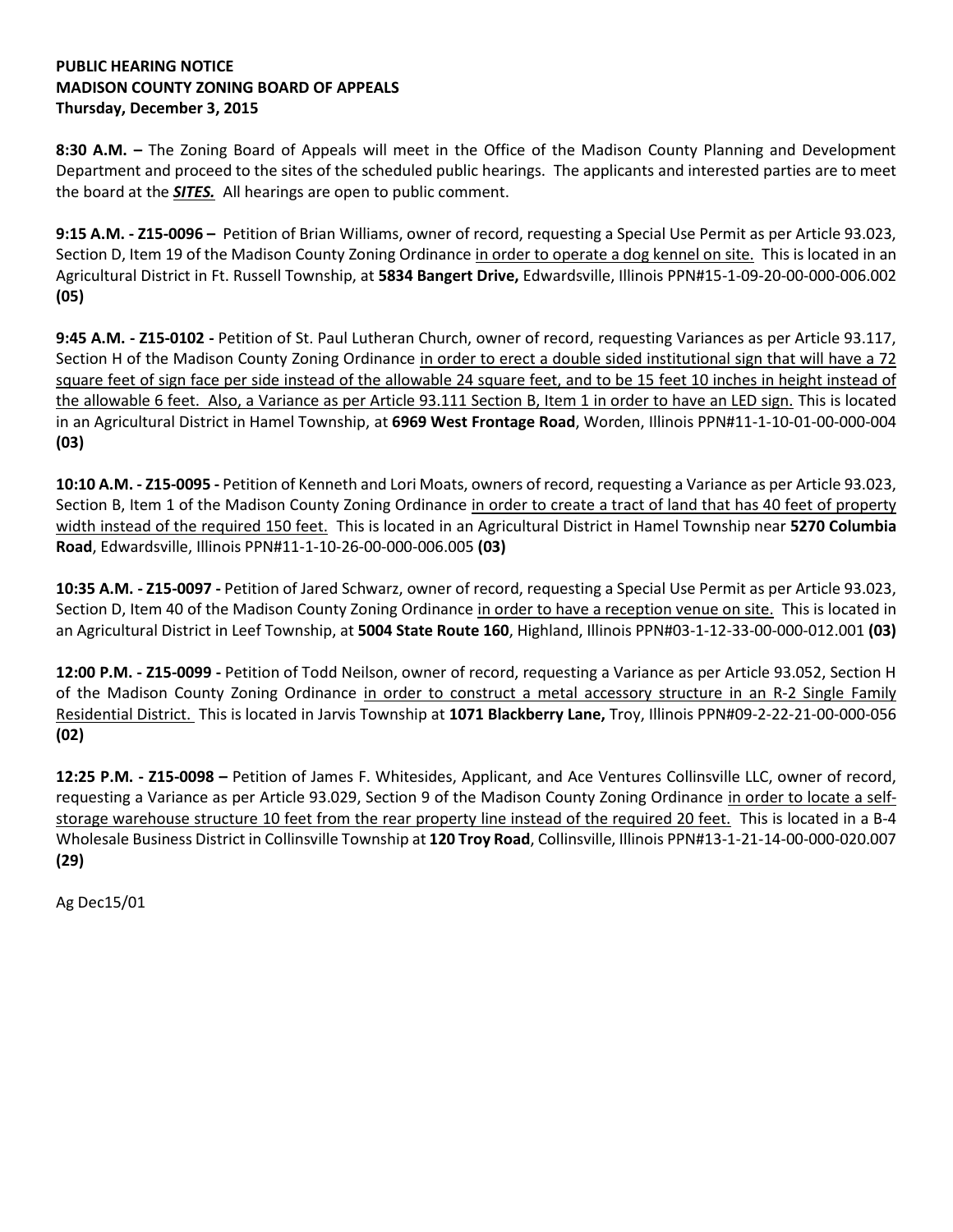**PUBLIC HEARING NOTICE**
**MADISON COUNTY ZONING BOARD OF APPEALS**
**Thursday, December 3, 2015**

**8:30 A.M. –** The Zoning Board of Appeals will meet in the Office of the Madison County Planning and Development Department and proceed to the sites of the scheduled public hearings. The applicants and interested parties are to meet the board at the ***SITES.*** All hearings are open to public comment.

**9:15 A.M. - Z15-0096 –** Petition of Brian Williams, owner of record, requesting a Special Use Permit as per Article 93.023, Section D, Item 19 of the Madison County Zoning Ordinance in order to operate a dog kennel on site. This is located in an Agricultural District in Ft. Russell Township, at **5834 Bangert Drive,** Edwardsville, Illinois PPN#15-1-09-20-00-000-006.002 **(05)**

**9:45 A.M. - Z15-0102 -** Petition of St. Paul Lutheran Church, owner of record, requesting Variances as per Article 93.117, Section H of the Madison County Zoning Ordinance in order to erect a double sided institutional sign that will have a 72 square feet of sign face per side instead of the allowable 24 square feet, and to be 15 feet 10 inches in height instead of the allowable 6 feet. Also, a Variance as per Article 93.111 Section B, Item 1 in order to have an LED sign. This is located in an Agricultural District in Hamel Township, at **6969 West Frontage Road**, Worden, Illinois PPN#11-1-10-01-00-000-004 **(03)**

**10:10 A.M. - Z15-0095 -** Petition of Kenneth and Lori Moats, owners of record, requesting a Variance as per Article 93.023, Section B, Item 1 of the Madison County Zoning Ordinance in order to create a tract of land that has 40 feet of property width instead of the required 150 feet. This is located in an Agricultural District in Hamel Township near **5270 Columbia Road**, Edwardsville, Illinois PPN#11-1-10-26-00-000-006.005 **(03)**

**10:35 A.M. - Z15-0097 -** Petition of Jared Schwarz, owner of record, requesting a Special Use Permit as per Article 93.023, Section D, Item 40 of the Madison County Zoning Ordinance in order to have a reception venue on site. This is located in an Agricultural District in Leef Township, at **5004 State Route 160**, Highland, Illinois PPN#03-1-12-33-00-000-012.001 **(03)**

**12:00 P.M. - Z15-0099 -** Petition of Todd Neilson, owner of record, requesting a Variance as per Article 93.052, Section H of the Madison County Zoning Ordinance in order to construct a metal accessory structure in an R-2 Single Family Residential District. This is located in Jarvis Township at **1071 Blackberry Lane,** Troy, Illinois PPN#09-2-22-21-00-000-056 **(02)**

**12:25 P.M. - Z15-0098 –** Petition of James F. Whitesides, Applicant, and Ace Ventures Collinsville LLC, owner of record, requesting a Variance as per Article 93.029, Section 9 of the Madison County Zoning Ordinance in order to locate a self-storage warehouse structure 10 feet from the rear property line instead of the required 20 feet. This is located in a B-4 Wholesale Business District in Collinsville Township at **120 Troy Road**, Collinsville, Illinois PPN#13-1-21-14-00-000-020.007 **(29)**

Ag Dec15/01